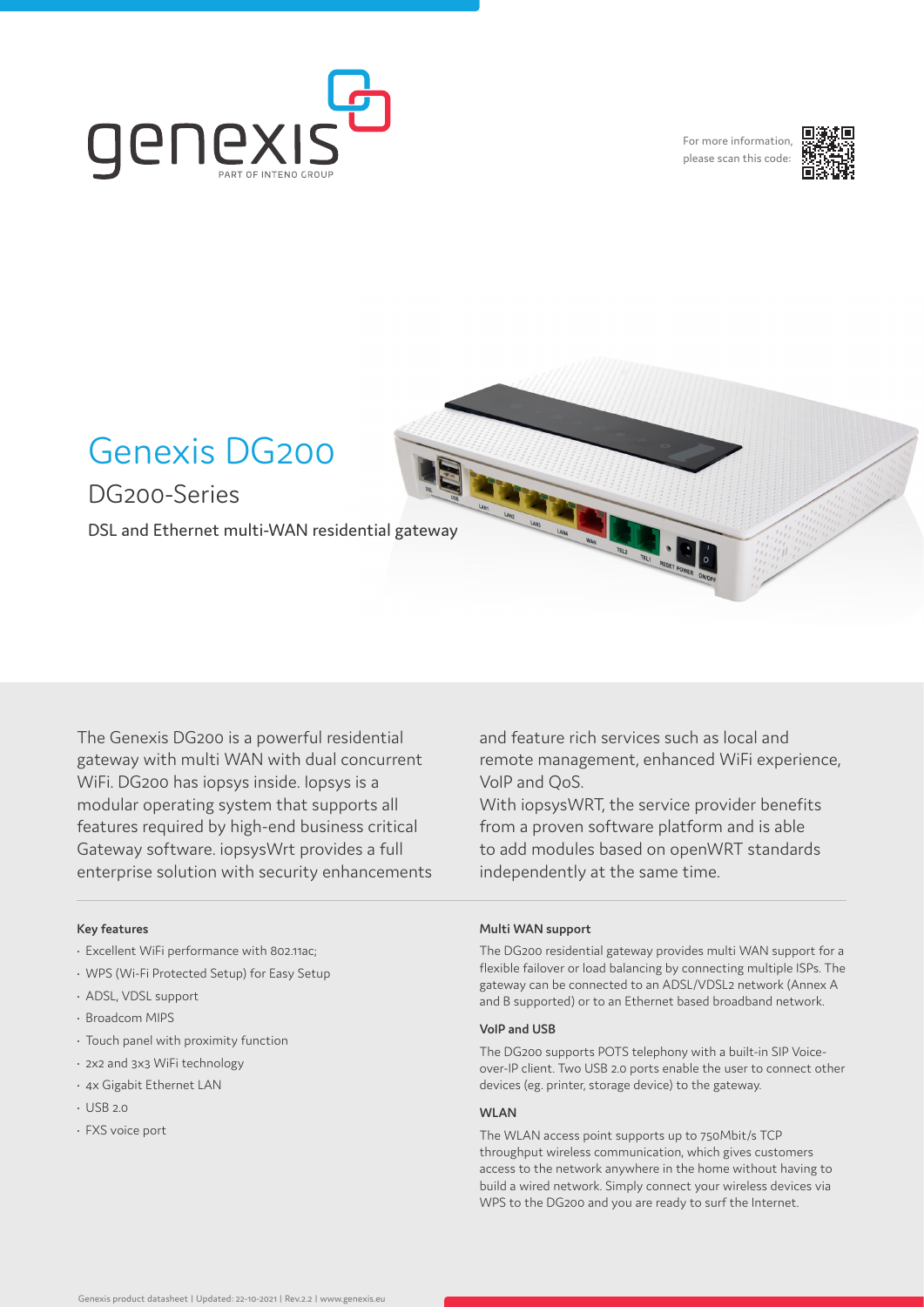For more information, please scan this code:

# Genexis DG200

## DG200-Series

DSL and Ethernet multi-WAN residential gateway

The Genexis DG200 is a powerful residential gateway with multi WAN with dual concurrent WiFi. DG200 has iopsys inside. Iopsys is a modular operating system that supports all features required by high-end business critical Gateway software. iopsysWrt provides a full enterprise solution with security enhancements and feature rich services such as local and remote management, enhanced WiFi experience, VoIP and QoS.
With iopsysWRT, the service provider benefits from a proven software platform and is able to add modules based on openWRT standards independently at the same time.

**Key features**

- Excellent WiFi performance with 802.11ac;
- WPS (Wi-Fi Protected Setup) for Easy Setup
- ADSL, VDSL support
- Broadcom MIPS
- Touch panel with proximity function
- 2x2 and 3x3 WiFi technology
- 4x Gigabit Ethernet LAN
- USB 2.0
- FXS voice port

**Multi WAN support**

The DG200 residential gateway provides multi WAN support for a flexible failover or load balancing by connecting multiple ISPs. The gateway can be connected to an ADSL/VDSL2 network (Annex A and B supported) or to an Ethernet based broadband network.

**VoIP and USB**

The DG200 supports POTS telephony with a built-in SIP Voice-over-IP client. Two USB 2.0 ports enable the user to connect other devices (eg. printer, storage device) to the gateway.

**WLAN**

The WLAN access point supports up to 750Mbit/s TCP throughput wireless communication, which gives customers access to the network anywhere in the home without having to build a wired network. Simply connect your wireless devices via WPS to the DG200 and you are ready to surf the Internet.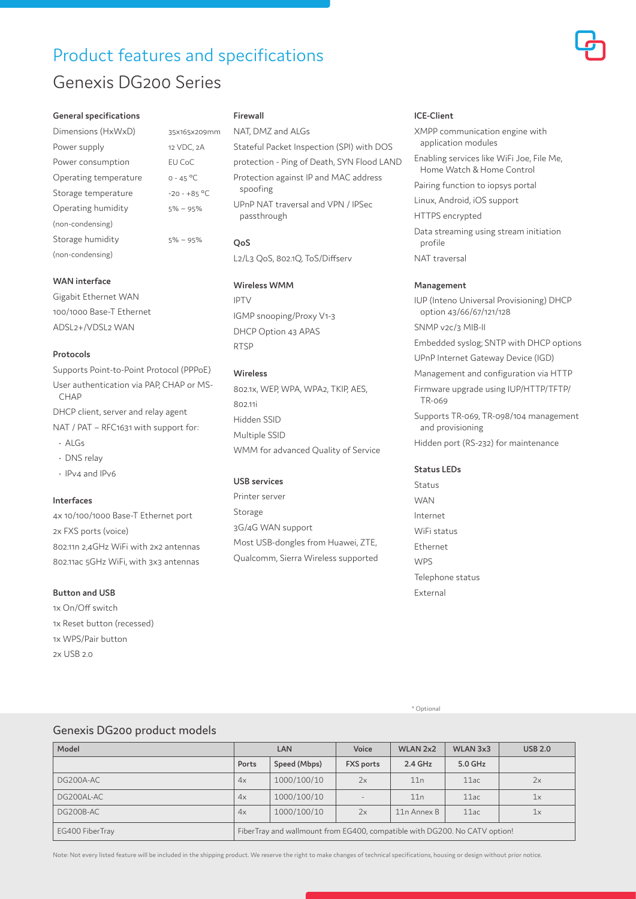# Product features and specifications

## Genexis DG200 Series

### General specifications

| | |
|---|---|
| Dimensions (HxWxD) | 35x165x209mm |
| Power supply | 12 VDC, 2A |
| Power consumption | EU CoC |
| Operating temperature | 0 - 45 °C |
| Storage temperature | -20 - +85 °C |
| Operating humidity (non-condensing) | 5% – 95% |
| Storage humidity (non-condensing) | 5% – 95% |

### WAN interface

Gigabit Ethernet WAN
100/1000 Base-T Ethernet
ADSL2+/VDSL2 WAN

### Protocols

Supports Point-to-Point Protocol (PPPoE)
User authentication via PAP, CHAP or MS-CHAP
DHCP client, server and relay agent
NAT / PAT – RFC1631 with support for:

- ALGs
- DNS relay
- IPv4 and IPv6

### Interfaces

4x 10/100/1000 Base-T Ethernet port
2x FXS ports (voice)
802.11n 2,4GHz WiFi with 2x2 antennas
802.11ac 5GHz WiFi, with 3x3 antennas

### Button and USB

1x On/Off switch
1x Reset button (recessed)
1x WPS/Pair button
2x USB 2.0

### Firewall

NAT, DMZ and ALGs
Stateful Packet Inspection (SPI) with DOS protection - Ping of Death, SYN Flood LAND
Protection against IP and MAC address spoofing
UPnP NAT traversal and VPN / IPSec passthrough

### QoS

L2/L3 QoS, 802.1Q, ToS/Diffserv

### Wireless WMM

IPTV
IGMP snooping/Proxy V1-3
DHCP Option 43 APAS
RTSP

### Wireless

802.1x, WEP, WPA, WPA2, TKIP, AES, 802.11i
Hidden SSID
Multiple SSID
WMM for advanced Quality of Service

### USB services

Printer server
Storage
3G/4G WAN support
Most USB-dongles from Huawei, ZTE, Qualcomm, Sierra Wireless supported

### ICE-Client

XMPP communication engine with application modules
Enabling services like WiFi Joe, File Me, Home Watch & Home Control
Pairing function to iopsys portal
Linux, Android, iOS support
HTTPS encrypted
Data streaming using stream initiation profile
NAT traversal

### Management

IUP (Inteno Universal Provisioning) DHCP option 43/66/67/121/128
SNMP v2c/3 MIB-II
Embedded syslog; SNTP with DHCP options
UPnP Internet Gateway Device (IGD)
Management and configuration via HTTP
Firmware upgrade using IUP/HTTP/TFTP/TR-069
Supports TR-069, TR-098/104 management and provisioning
Hidden port (RS-232) for maintenance

### Status LEDs

Status
WAN
Internet
WiFi status
Ethernet
WPS
Telephone status
External

\* Optional

## Genexis DG200 product models

| Model | LAN | | Voice | WLAN 2x2 | WLAN 3x3 | USB 2.0 |
|---|---|---|---|---|---|---|
| | Ports | Speed (Mbps) | FXS ports | 2.4 GHz | 5.0 GHz | |
| DG200A-AC | 4x | 1000/100/10 | 2x | 11n | 11ac | 2x |
| DG200AL-AC | 4x | 1000/100/10 | - | 11n | 11ac | 1x |
| DG200B-AC | 4x | 1000/100/10 | 2x | 11n Annex B | 11ac | 1x |
| EG400 FiberTray | FiberTray and wallmount from EG400, compatible with DG200. No CATV option! | | | | | |

Note: Not every listed feature will be included in the shipping product. We reserve the right to make changes of technical specifications, housing or design without prior notice.